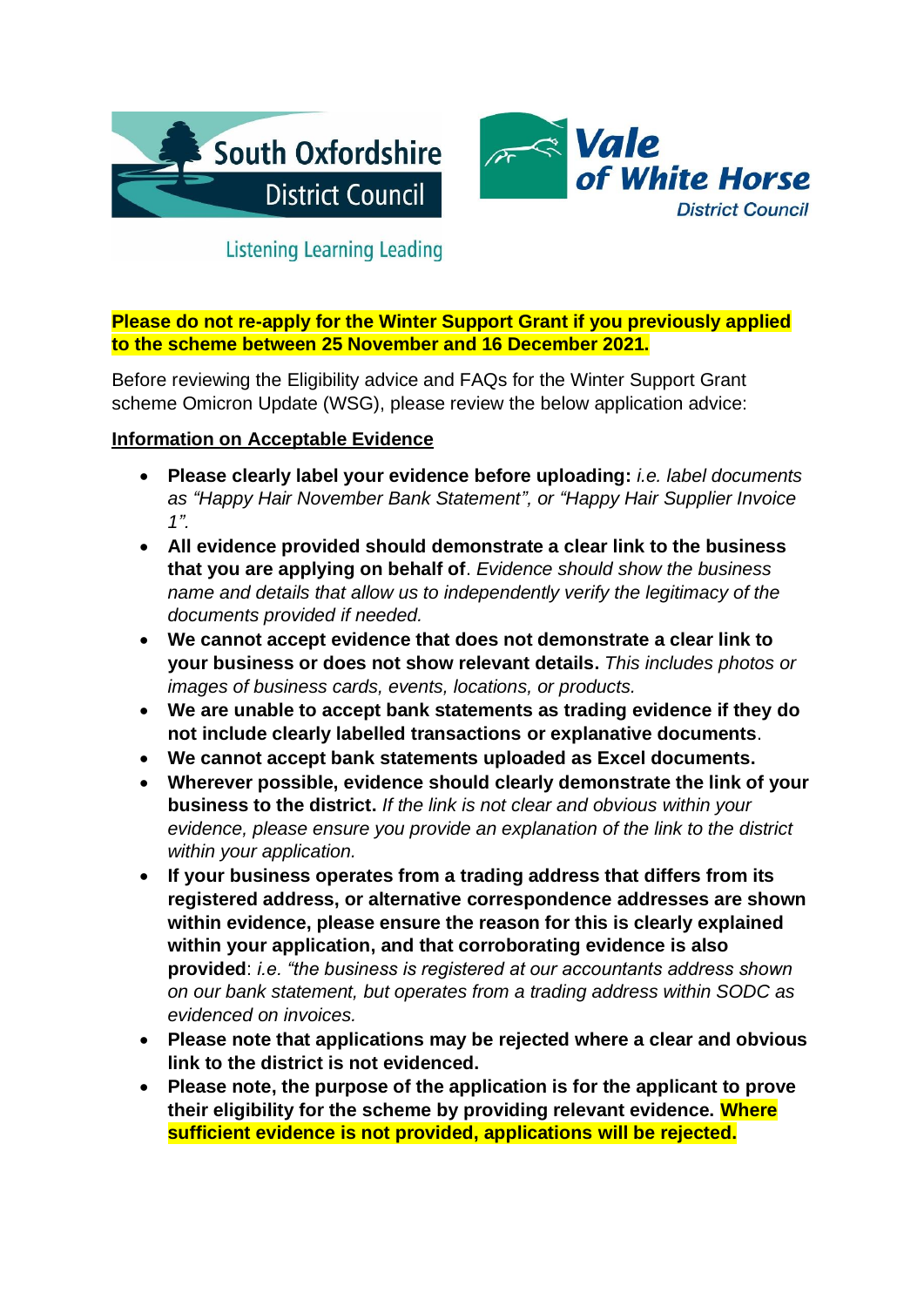South Oxfordshire District Council

Listening Learning Leading

Vale of White Horse District Council

**Please do not re-apply for the Winter Support Grant if you previously applied to the scheme between 25 November and 16 December 2021.**

Before reviewing the Eligibility advice and FAQs for the Winter Support Grant scheme Omicron Update (WSG), please review the below application advice:

**Information on Acceptable Evidence**

- **Please clearly label your evidence before uploading:** *i.e. label documents as "Happy Hair November Bank Statement", or "Happy Hair Supplier Invoice 1".*
- **All evidence provided should demonstrate a clear link to the business that you are applying on behalf of**. *Evidence should show the business name and details that allow us to independently verify the legitimacy of the documents provided if needed.*
- **We cannot accept evidence that does not demonstrate a clear link to your business or does not show relevant details.** *This includes photos or images of business cards, events, locations, or products.*
- **We are unable to accept bank statements as trading evidence if they do not include clearly labelled transactions or explanative documents**.
- **We cannot accept bank statements uploaded as Excel documents.**
- **Wherever possible, evidence should clearly demonstrate the link of your business to the district.** *If the link is not clear and obvious within your evidence, please ensure you provide an explanation of the link to the district within your application.*
- **If your business operates from a trading address that differs from its registered address, or alternative correspondence addresses are shown within evidence, please ensure the reason for this is clearly explained within your application, and that corroborating evidence is also provided**: *i.e. "the business is registered at our accountants address shown on our bank statement, but operates from a trading address within SODC as evidenced on invoices.*
- **Please note that applications may be rejected where a clear and obvious link to the district is not evidenced.**
- **Please note, the purpose of the application is for the applicant to prove their eligibility for the scheme by providing relevant evidence. Where sufficient evidence is not provided, applications will be rejected.**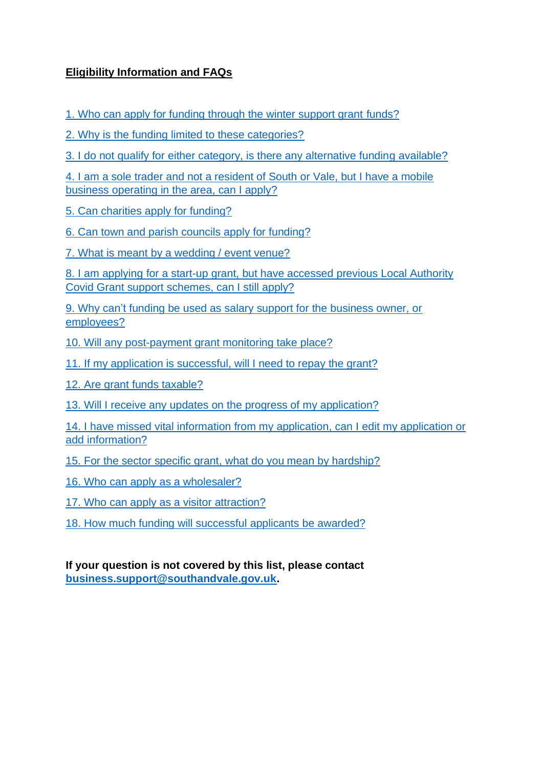**Eligibility Information and FAQs**

1. Who can apply for funding through the winter support grant funds?

2. Why is the funding limited to these categories?

3. I do not qualify for either category, is there any alternative funding available?

4. I am a sole trader and not a resident of South or Vale, but I have a mobile business operating in the area, can I apply?

5. Can charities apply for funding?

6. Can town and parish councils apply for funding?

7. What is meant by a wedding / event venue?

8. I am applying for a start-up grant, but have accessed previous Local Authority Covid Grant support schemes, can I still apply?

9. Why can't funding be used as salary support for the business owner, or employees?

10. Will any post-payment grant monitoring take place?

11. If my application is successful, will I need to repay the grant?

12. Are grant funds taxable?

13. Will I receive any updates on the progress of my application?

14. I have missed vital information from my application, can I edit my application or add information?

15. For the sector specific grant, what do you mean by hardship?

16. Who can apply as a wholesaler?

17. Who can apply as a visitor attraction?

18. How much funding will successful applicants be awarded?

**If your question is not covered by this list, please contact business.support@southandvale.gov.uk.**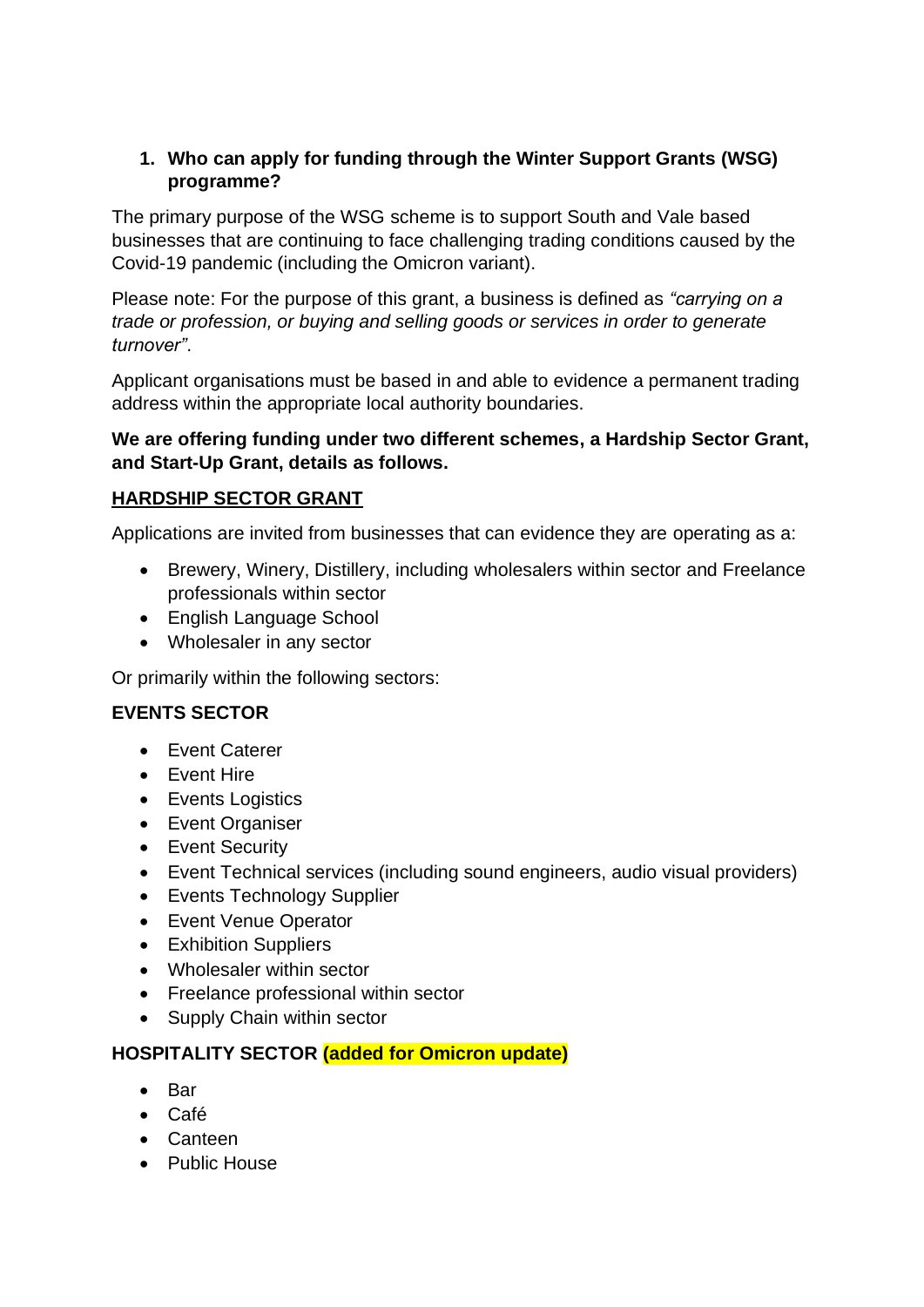1. **Who can apply for funding through the Winter Support Grants (WSG) programme?**

The primary purpose of the WSG scheme is to support South and Vale based businesses that are continuing to face challenging trading conditions caused by the Covid-19 pandemic (including the Omicron variant).

Please note: For the purpose of this grant, a business is defined as *"carrying on a trade or profession, or buying and selling goods or services in order to generate turnover"*.

Applicant organisations must be based in and able to evidence a permanent trading address within the appropriate local authority boundaries.

**We are offering funding under two different schemes, a Hardship Sector Grant, and Start-Up Grant, details as follows.**

**HARDSHIP SECTOR GRANT**

Applications are invited from businesses that can evidence they are operating as a:

- Brewery, Winery, Distillery, including wholesalers within sector and Freelance professionals within sector
- English Language School
- Wholesaler in any sector

Or primarily within the following sectors:

**EVENTS SECTOR**

- Event Caterer
- Event Hire
- Events Logistics
- Event Organiser
- Event Security
- Event Technical services (including sound engineers, audio visual providers)
- Events Technology Supplier
- Event Venue Operator
- Exhibition Suppliers
- Wholesaler within sector
- Freelance professional within sector
- Supply Chain within sector

**HOSPITALITY SECTOR (added for Omicron update)**

- Bar
- Café
- Canteen
- Public House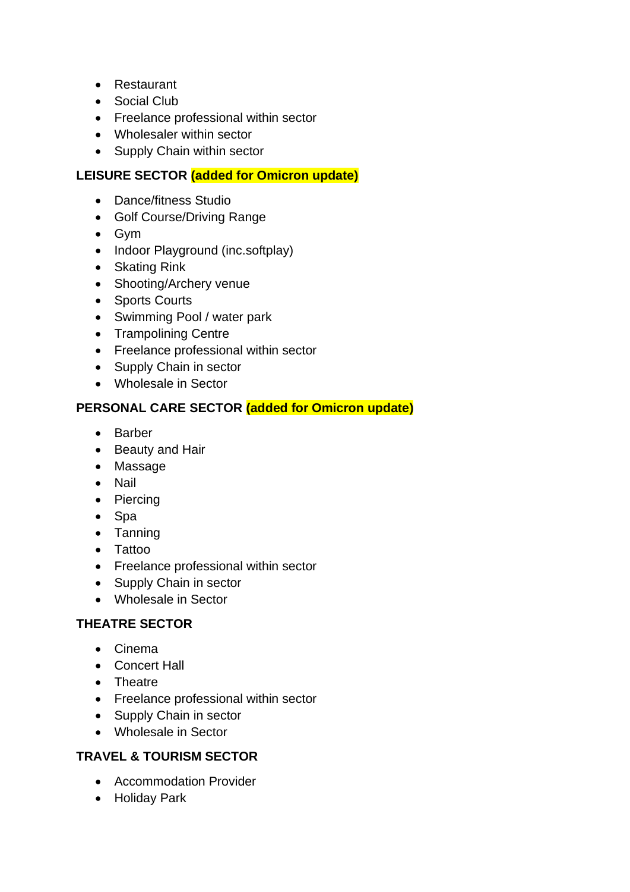- Restaurant
- Social Club
- Freelance professional within sector
- Wholesaler within sector
- Supply Chain within sector

**LEISURE SECTOR (added for Omicron update)**

- Dance/fitness Studio
- Golf Course/Driving Range
- Gym
- Indoor Playground (inc.softplay)
- Skating Rink
- Shooting/Archery venue
- Sports Courts
- Swimming Pool / water park
- Trampolining Centre
- Freelance professional within sector
- Supply Chain in sector
- Wholesale in Sector

**PERSONAL CARE SECTOR (added for Omicron update)**

- Barber
- Beauty and Hair
- Massage
- Nail
- Piercing
- Spa
- Tanning
- Tattoo
- Freelance professional within sector
- Supply Chain in sector
- Wholesale in Sector

**THEATRE SECTOR**

- Cinema
- Concert Hall
- Theatre
- Freelance professional within sector
- Supply Chain in sector
- Wholesale in Sector

**TRAVEL & TOURISM SECTOR**

- Accommodation Provider
- Holiday Park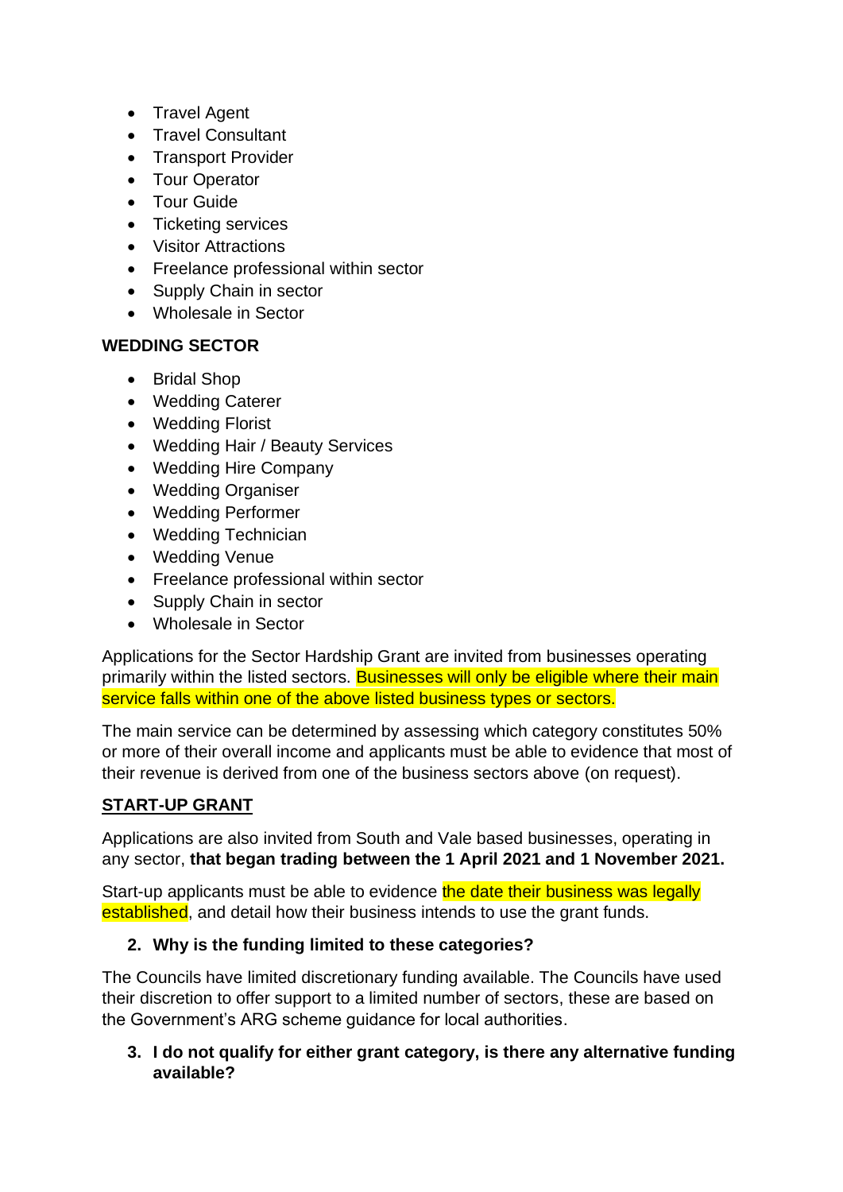- Travel Agent
- Travel Consultant
- Transport Provider
- Tour Operator
- Tour Guide
- Ticketing services
- Visitor Attractions
- Freelance professional within sector
- Supply Chain in sector
- Wholesale in Sector

**WEDDING SECTOR**

- Bridal Shop
- Wedding Caterer
- Wedding Florist
- Wedding Hair / Beauty Services
- Wedding Hire Company
- Wedding Organiser
- Wedding Performer
- Wedding Technician
- Wedding Venue
- Freelance professional within sector
- Supply Chain in sector
- Wholesale in Sector

Applications for the Sector Hardship Grant are invited from businesses operating primarily within the listed sectors. Businesses will only be eligible where their main service falls within one of the above listed business types or sectors.

The main service can be determined by assessing which category constitutes 50% or more of their overall income and applicants must be able to evidence that most of their revenue is derived from one of the business sectors above (on request).

**START-UP GRANT**

Applications are also invited from South and Vale based businesses, operating in any sector, **that began trading between the 1 April 2021 and 1 November 2021.**

Start-up applicants must be able to evidence the date their business was legally established, and detail how their business intends to use the grant funds.

**2. Why is the funding limited to these categories?**

The Councils have limited discretionary funding available. The Councils have used their discretion to offer support to a limited number of sectors, these are based on the Government's ARG scheme guidance for local authorities.

**3. I do not qualify for either grant category, is there any alternative funding available?**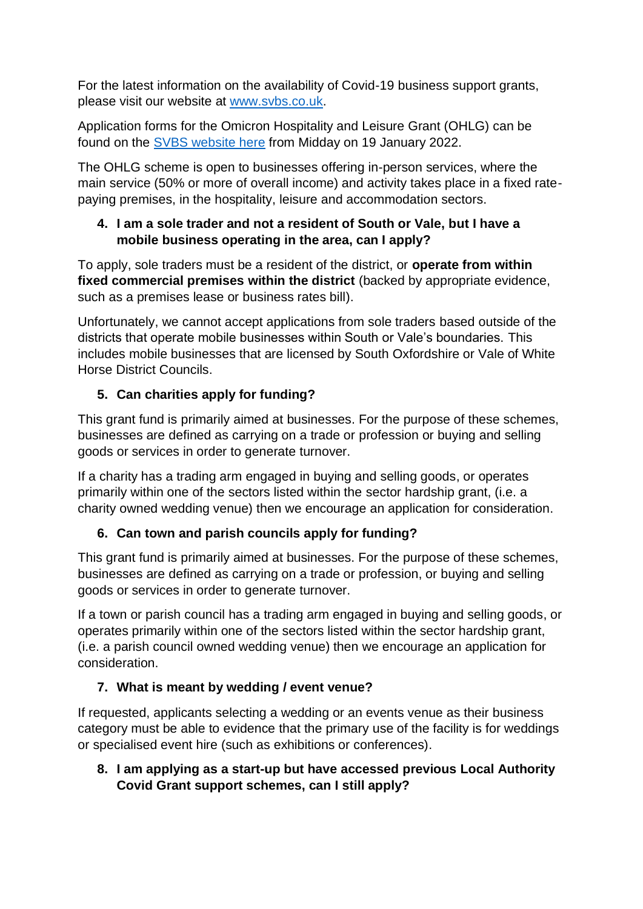For the latest information on the availability of Covid-19 business support grants, please visit our website at [www.svbs.co.uk](www.svbs.co.uk).

Application forms for the Omicron Hospitality and Leisure Grant (OHLG) can be found on the [SVBS website here](#) from Midday on 19 January 2022.

The OHLG scheme is open to businesses offering in-person services, where the main service (50% or more of overall income) and activity takes place in a fixed rate-paying premises, in the hospitality, leisure and accommodation sectors.

4. **I am a sole trader and not a resident of South or Vale, but I have a mobile business operating in the area, can I apply?**

To apply, sole traders must be a resident of the district, or **operate from within fixed commercial premises within the district** (backed by appropriate evidence, such as a premises lease or business rates bill).

Unfortunately, we cannot accept applications from sole traders based outside of the districts that operate mobile businesses within South or Vale's boundaries. This includes mobile businesses that are licensed by South Oxfordshire or Vale of White Horse District Councils.

5. **Can charities apply for funding?**

This grant fund is primarily aimed at businesses. For the purpose of these schemes, businesses are defined as carrying on a trade or profession or buying and selling goods or services in order to generate turnover.

If a charity has a trading arm engaged in buying and selling goods, or operates primarily within one of the sectors listed within the sector hardship grant, (i.e. a charity owned wedding venue) then we encourage an application for consideration.

6. **Can town and parish councils apply for funding?**

This grant fund is primarily aimed at businesses. For the purpose of these schemes, businesses are defined as carrying on a trade or profession, or buying and selling goods or services in order to generate turnover.

If a town or parish council has a trading arm engaged in buying and selling goods, or operates primarily within one of the sectors listed within the sector hardship grant, (i.e. a parish council owned wedding venue) then we encourage an application for consideration.

7. **What is meant by wedding / event venue?**

If requested, applicants selecting a wedding or an events venue as their business category must be able to evidence that the primary use of the facility is for weddings or specialised event hire (such as exhibitions or conferences).

8. **I am applying as a start-up but have accessed previous Local Authority Covid Grant support schemes, can I still apply?**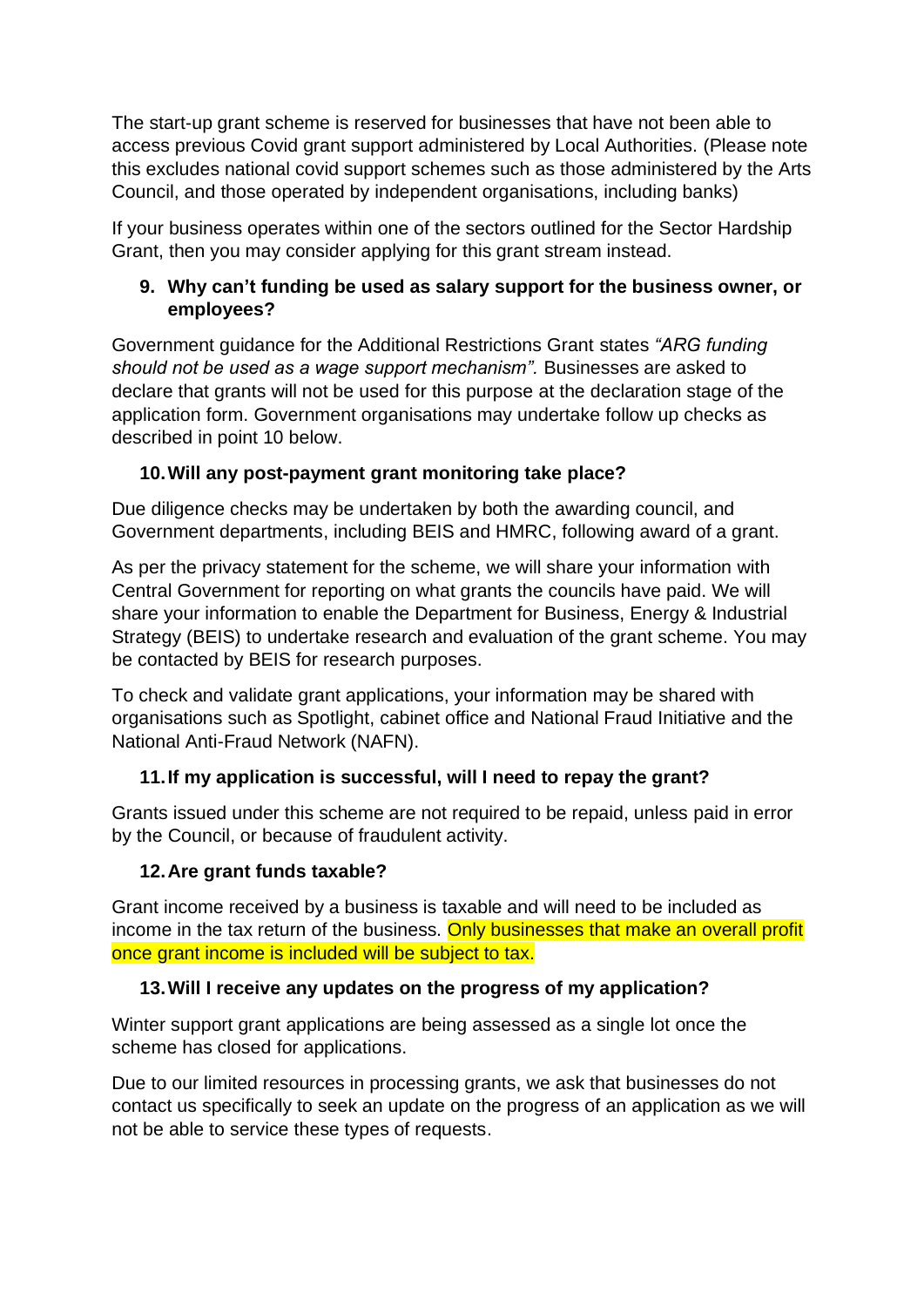The start-up grant scheme is reserved for businesses that have not been able to access previous Covid grant support administered by Local Authorities. (Please note this excludes national covid support schemes such as those administered by the Arts Council, and those operated by independent organisations, including banks)

If your business operates within one of the sectors outlined for the Sector Hardship Grant, then you may consider applying for this grant stream instead.

### 9. Why can't funding be used as salary support for the business owner, or employees?

Government guidance for the Additional Restrictions Grant states *"ARG funding should not be used as a wage support mechanism".* Businesses are asked to declare that grants will not be used for this purpose at the declaration stage of the application form. Government organisations may undertake follow up checks as described in point 10 below.

### 10. Will any post-payment grant monitoring take place?

Due diligence checks may be undertaken by both the awarding council, and Government departments, including BEIS and HMRC, following award of a grant.

As per the privacy statement for the scheme, we will share your information with Central Government for reporting on what grants the councils have paid. We will share your information to enable the Department for Business, Energy & Industrial Strategy (BEIS) to undertake research and evaluation of the grant scheme. You may be contacted by BEIS for research purposes.

To check and validate grant applications, your information may be shared with organisations such as Spotlight, cabinet office and National Fraud Initiative and the National Anti-Fraud Network (NAFN).

### 11. If my application is successful, will I need to repay the grant?

Grants issued under this scheme are not required to be repaid, unless paid in error by the Council, or because of fraudulent activity.

### 12. Are grant funds taxable?

Grant income received by a business is taxable and will need to be included as income in the tax return of the business. Only businesses that make an overall profit once grant income is included will be subject to tax.

### 13. Will I receive any updates on the progress of my application?

Winter support grant applications are being assessed as a single lot once the scheme has closed for applications.

Due to our limited resources in processing grants, we ask that businesses do not contact us specifically to seek an update on the progress of an application as we will not be able to service these types of requests.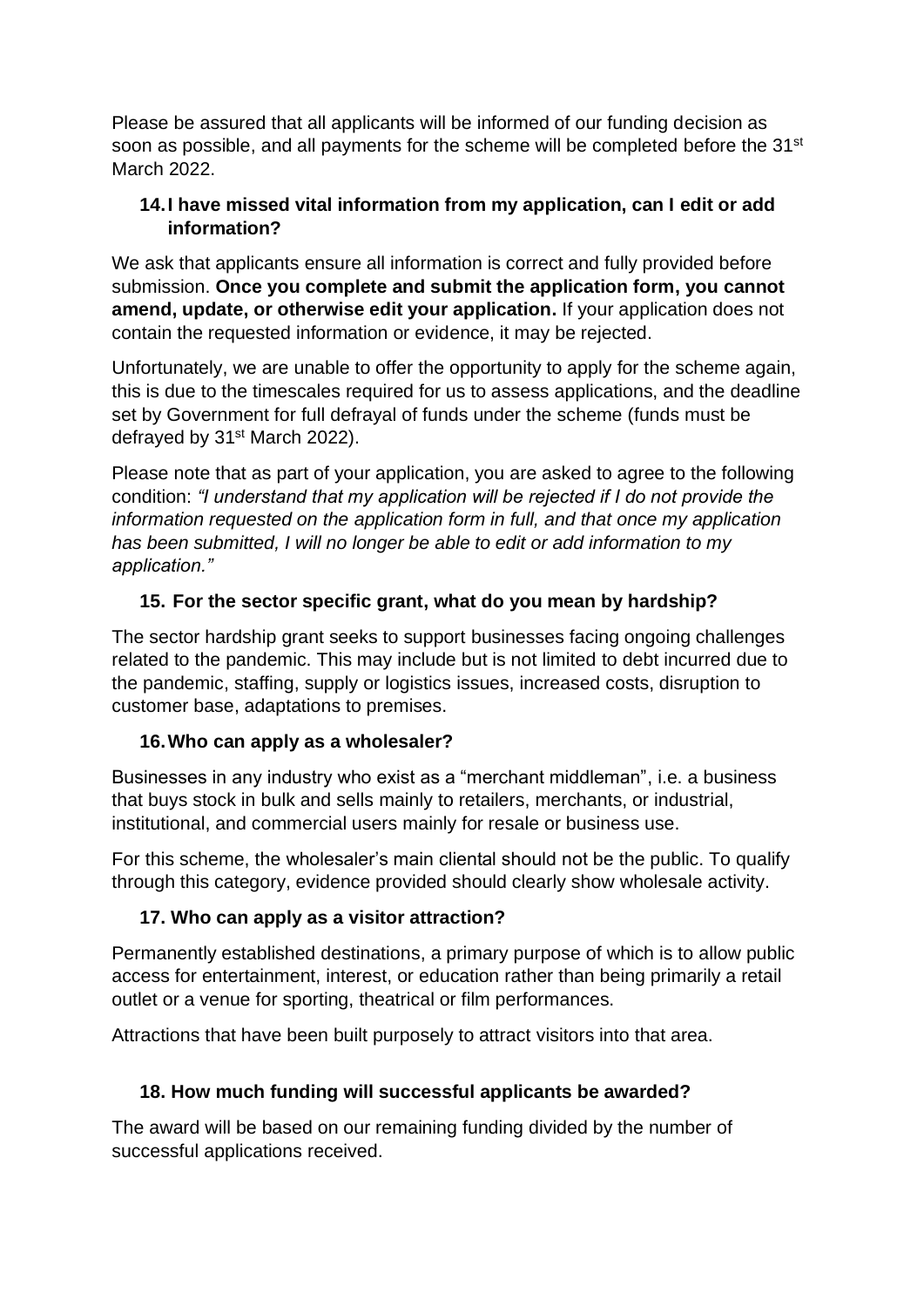Please be assured that all applicants will be informed of our funding decision as soon as possible, and all payments for the scheme will be completed before the 31st March 2022.

### 14. I have missed vital information from my application, can I edit or add information?

We ask that applicants ensure all information is correct and fully provided before submission. **Once you complete and submit the application form, you cannot amend, update, or otherwise edit your application.** If your application does not contain the requested information or evidence, it may be rejected.

Unfortunately, we are unable to offer the opportunity to apply for the scheme again, this is due to the timescales required for us to assess applications, and the deadline set by Government for full defrayal of funds under the scheme (funds must be defrayed by 31st March 2022).

Please note that as part of your application, you are asked to agree to the following condition: *"I understand that my application will be rejected if I do not provide the information requested on the application form in full, and that once my application has been submitted, I will no longer be able to edit or add information to my application."*

### 15. For the sector specific grant, what do you mean by hardship?

The sector hardship grant seeks to support businesses facing ongoing challenges related to the pandemic. This may include but is not limited to debt incurred due to the pandemic, staffing, supply or logistics issues, increased costs, disruption to customer base, adaptations to premises.

### 16. Who can apply as a wholesaler?

Businesses in any industry who exist as a "merchant middleman", i.e. a business that buys stock in bulk and sells mainly to retailers, merchants, or industrial, institutional, and commercial users mainly for resale or business use.

For this scheme, the wholesaler's main cliental should not be the public. To qualify through this category, evidence provided should clearly show wholesale activity.

### 17. Who can apply as a visitor attraction?

Permanently established destinations, a primary purpose of which is to allow public access for entertainment, interest, or education rather than being primarily a retail outlet or a venue for sporting, theatrical or film performances.

Attractions that have been built purposely to attract visitors into that area.

### 18. How much funding will successful applicants be awarded?

The award will be based on our remaining funding divided by the number of successful applications received.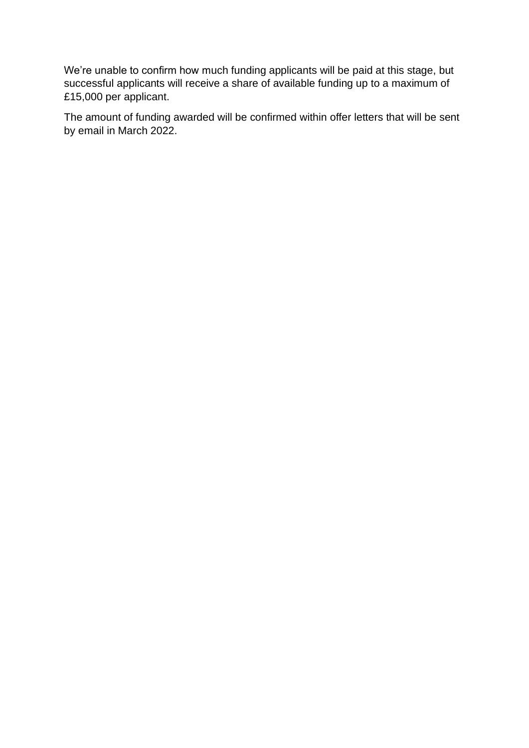We're unable to confirm how much funding applicants will be paid at this stage, but successful applicants will receive a share of available funding up to a maximum of £15,000 per applicant.

The amount of funding awarded will be confirmed within offer letters that will be sent by email in March 2022.